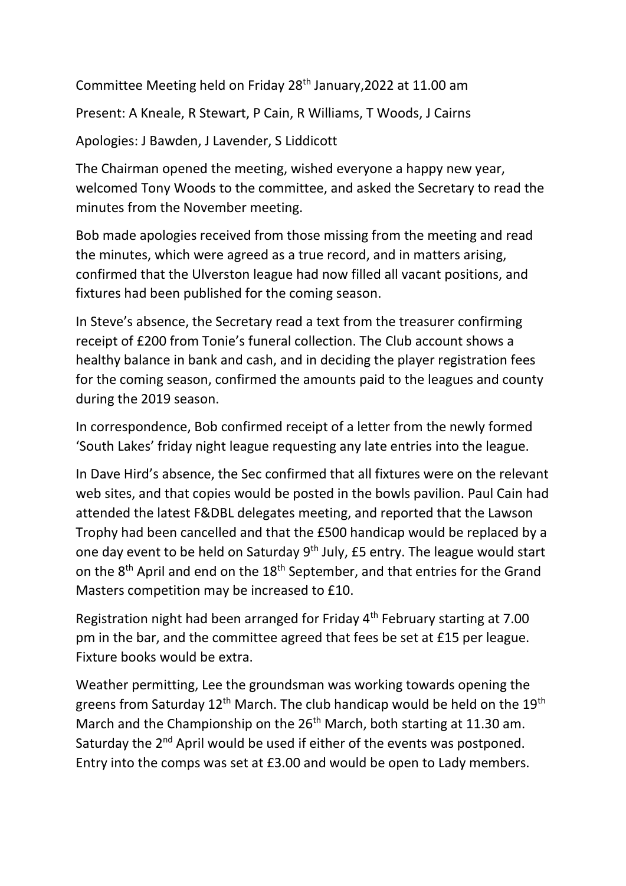Committee Meeting held on Friday 28th January,2022 at 11.00 am

Present: A Kneale, R Stewart, P Cain, R Williams, T Woods, J Cairns

Apologies: J Bawden, J Lavender, S Liddicott

The Chairman opened the meeting, wished everyone a happy new year, welcomed Tony Woods to the committee, and asked the Secretary to read the minutes from the November meeting.

Bob made apologies received from those missing from the meeting and read the minutes, which were agreed as a true record, and in matters arising, confirmed that the Ulverston league had now filled all vacant positions, and fixtures had been published for the coming season.

In Steve's absence, the Secretary read a text from the treasurer confirming receipt of £200 from Tonie's funeral collection. The Club account shows a healthy balance in bank and cash, and in deciding the player registration fees for the coming season, confirmed the amounts paid to the leagues and county during the 2019 season.

In correspondence, Bob confirmed receipt of a letter from the newly formed 'South Lakes' friday night league requesting any late entries into the league.

In Dave Hird's absence, the Sec confirmed that all fixtures were on the relevant web sites, and that copies would be posted in the bowls pavilion. Paul Cain had attended the latest F&DBL delegates meeting, and reported that the Lawson Trophy had been cancelled and that the £500 handicap would be replaced by a one day event to be held on Saturday 9th July, £5 entry. The league would start on the 8th April and end on the 18th September, and that entries for the Grand Masters competition may be increased to £10.

Registration night had been arranged for Friday 4th February starting at 7.00 pm in the bar, and the committee agreed that fees be set at £15 per league. Fixture books would be extra.

Weather permitting, Lee the groundsman was working towards opening the greens from Saturday 12th March. The club handicap would be held on the 19th March and the Championship on the 26th March, both starting at 11.30 am. Saturday the 2nd April would be used if either of the events was postponed. Entry into the comps was set at £3.00 and would be open to Lady members.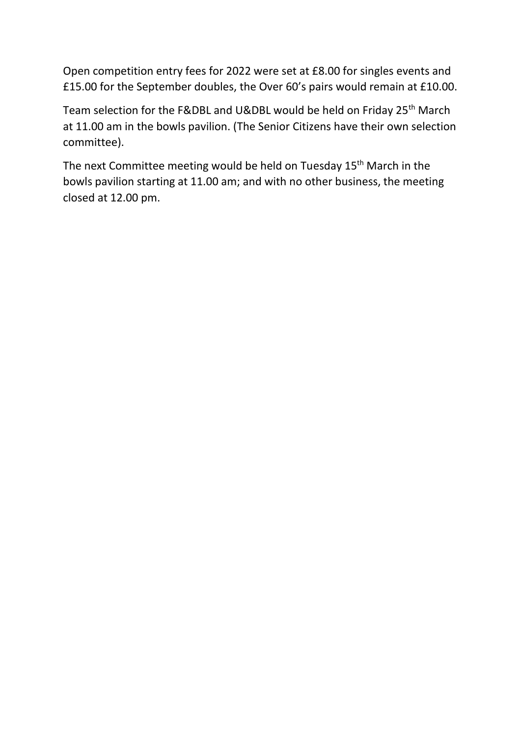Open competition entry fees for 2022 were set at £8.00 for singles events and £15.00 for the September doubles, the Over 60's pairs would remain at £10.00.

Team selection for the F&DBL and U&DBL would be held on Friday 25th March at 11.00 am in the bowls pavilion. (The Senior Citizens have their own selection committee).

The next Committee meeting would be held on Tuesday 15th March in the bowls pavilion starting at 11.00 am; and with no other business, the meeting closed at 12.00 pm.